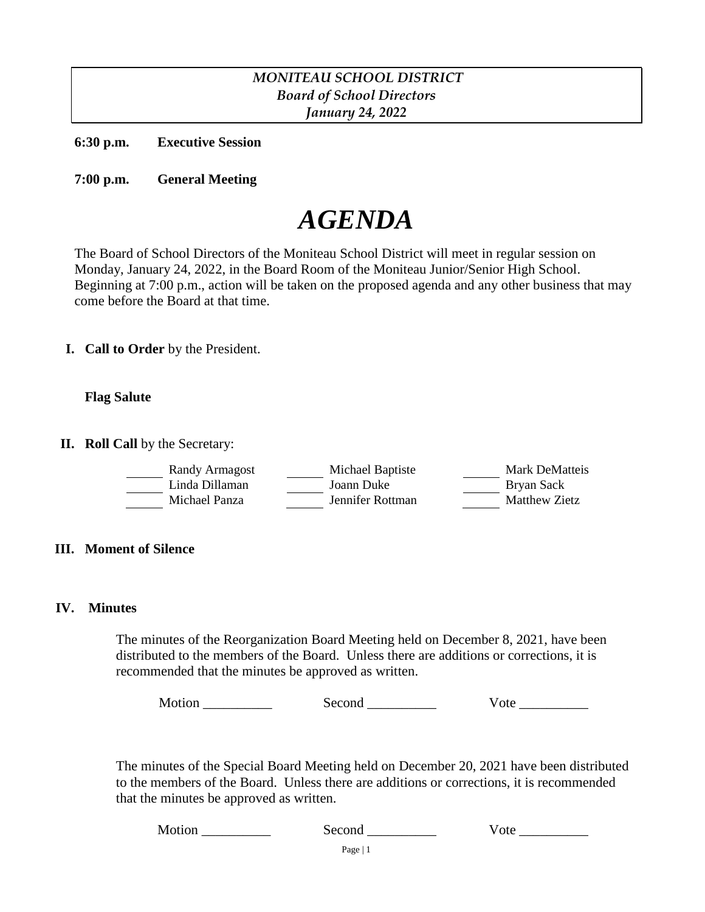*MONITEAU SCHOOL DISTRICT*
*Board of School Directors*
*January 24, 2022*

**6:30 p.m.** **Executive Session**

**7:00 p.m.** **General Meeting**

# *AGENDA*

The Board of School Directors of the Moniteau School District will meet in regular session on Monday, January 24, 2022, in the Board Room of the Moniteau Junior/Senior High School. Beginning at 7:00 p.m., action will be taken on the proposed agenda and any other business that may come before the Board at that time.

**I. Call to Order** by the President.

**Flag Salute**

**II. Roll Call** by the Secretary:

| | | |
|---|---|---|
| ______ Randy Armagost | ______ Michael Baptiste | ______ Mark DeMatteis |
| ______ Linda Dillaman | ______ Joann Duke | ______ Bryan Sack |
| ______ Michael Panza | ______ Jennifer Rottman | ______ Matthew Zietz |

**III. Moment of Silence**

**IV. Minutes**

The minutes of the Reorganization Board Meeting held on December 8, 2021, have been distributed to the members of the Board. Unless there are additions or corrections, it is recommended that the minutes be approved as written.

Motion __________ Second __________ Vote __________

The minutes of the Special Board Meeting held on December 20, 2021 have been distributed to the members of the Board. Unless there are additions or corrections, it is recommended that the minutes be approved as written.

Motion __________ Second __________ Vote __________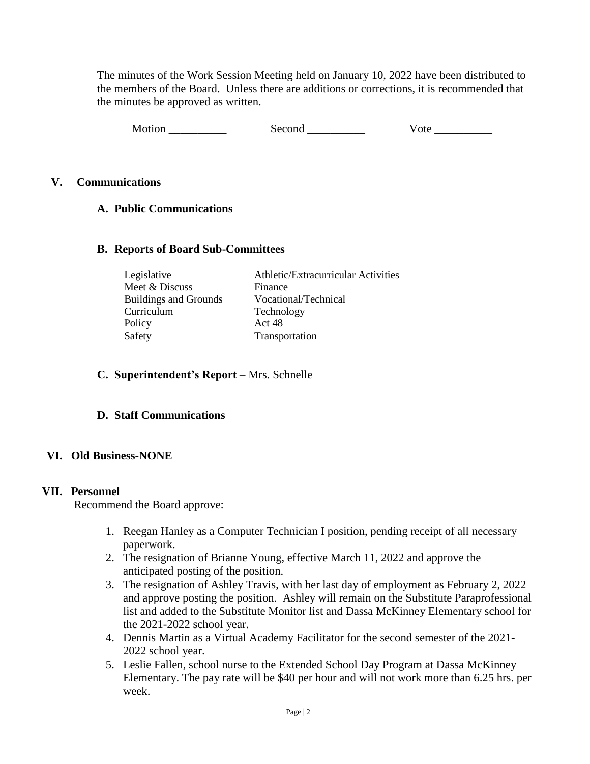The minutes of the Work Session Meeting held on January 10, 2022 have been distributed to the members of the Board. Unless there are additions or corrections, it is recommended that the minutes be approved as written.

Motion __________ Second __________ Vote __________

## V. Communications

### A. Public Communications

### B. Reports of Board Sub-Committees

| | |
|---|---|
| Legislative | Athletic/Extracurricular Activities |
| Meet & Discuss | Finance |
| Buildings and Grounds | Vocational/Technical |
| Curriculum | Technology |
| Policy | Act 48 |
| Safety | Transportation |

### C. **Superintendent's Report** – Mrs. Schnelle

### D. Staff Communications

## VI. Old Business-NONE

## VII. Personnel

Recommend the Board approve:

1. Reegan Hanley as a Computer Technician I position, pending receipt of all necessary paperwork.
2. The resignation of Brianne Young, effective March 11, 2022 and approve the anticipated posting of the position.
3. The resignation of Ashley Travis, with her last day of employment as February 2, 2022 and approve posting the position. Ashley will remain on the Substitute Paraprofessional list and added to the Substitute Monitor list and Dassa McKinney Elementary school for the 2021-2022 school year.
4. Dennis Martin as a Virtual Academy Facilitator for the second semester of the 2021-2022 school year.
5. Leslie Fallen, school nurse to the Extended School Day Program at Dassa McKinney Elementary. The pay rate will be $40 per hour and will not work more than 6.25 hrs. per week.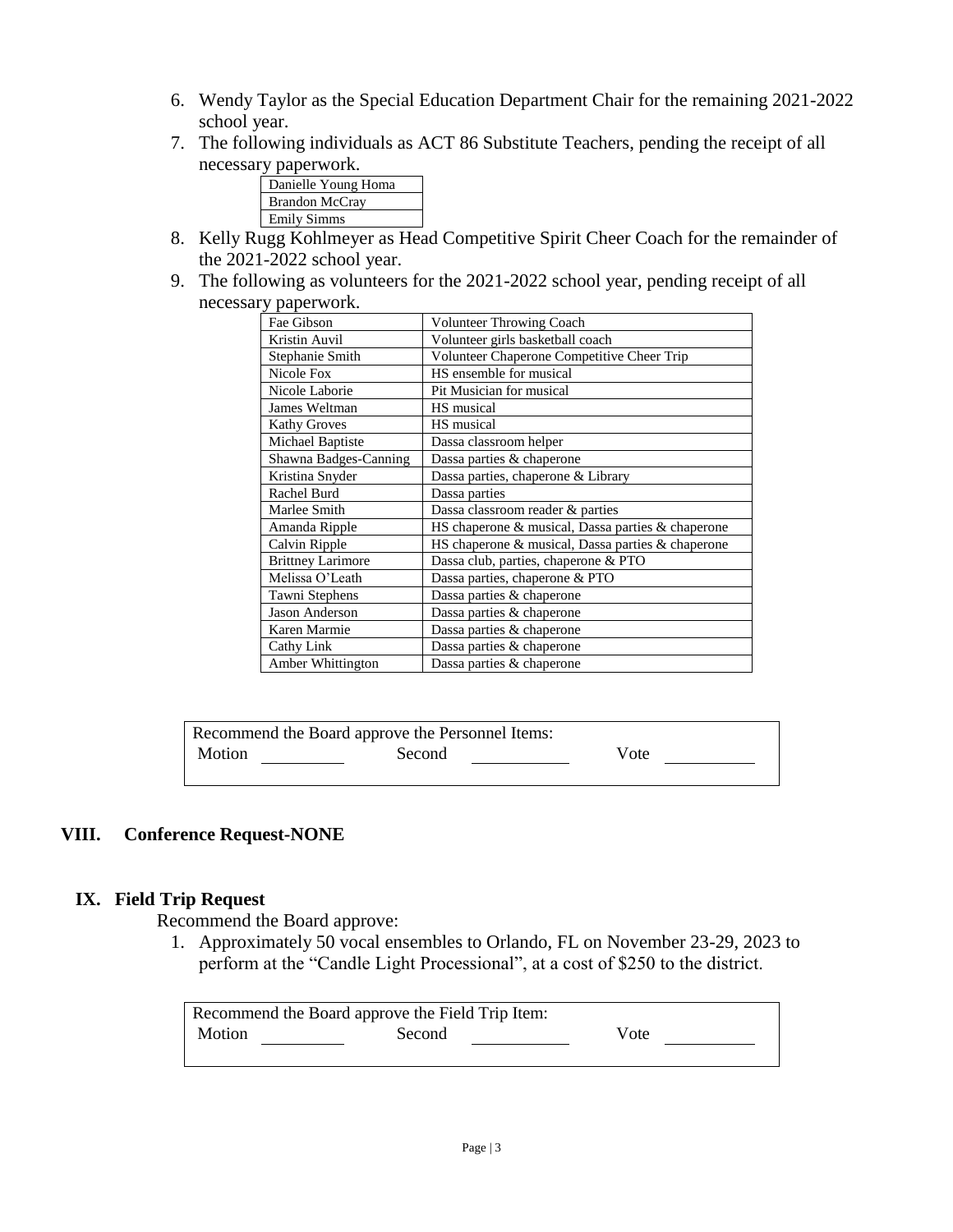6. Wendy Taylor as the Special Education Department Chair for the remaining 2021-2022 school year.
7. The following individuals as ACT 86 Substitute Teachers, pending the receipt of all necessary paperwork.

| Danielle Young Homa |
|---|
| Brandon McCray |
| Emily Simms |

8. Kelly Rugg Kohlmeyer as Head Competitive Spirit Cheer Coach for the remainder of the 2021-2022 school year.
9. The following as volunteers for the 2021-2022 school year, pending receipt of all necessary paperwork.

| Fae Gibson | Volunteer Throwing Coach |
|---|---|
| Kristin Auvil | Volunteer girls basketball coach |
| Stephanie Smith | Volunteer Chaperone Competitive Cheer Trip |
| Nicole Fox | HS ensemble for musical |
| Nicole Laborie | Pit Musician for musical |
| James Weltman | HS musical |
| Kathy Groves | HS musical |
| Michael Baptiste | Dassa classroom helper |
| Shawna Badges-Canning | Dassa parties & chaperone |
| Kristina Snyder | Dassa parties, chaperone & Library |
| Rachel Burd | Dassa parties |
| Marlee Smith | Dassa classroom reader & parties |
| Amanda Ripple | HS chaperone & musical, Dassa parties & chaperone |
| Calvin Ripple | HS chaperone & musical, Dassa parties & chaperone |
| Brittney Larimore | Dassa club, parties, chaperone & PTO |
| Melissa O'Leath | Dassa parties, chaperone & PTO |
| Tawni Stephens | Dassa parties & chaperone |
| Jason Anderson | Dassa parties & chaperone |
| Karen Marmie | Dassa parties & chaperone |
| Cathy Link | Dassa parties & chaperone |
| Amber Whittington | Dassa parties & chaperone |

Recommend the Board approve the Personnel Items:
Motion ________ Second ________ Vote ________

## VIII. Conference Request-NONE

## IX. Field Trip Request

Recommend the Board approve:

1. Approximately 50 vocal ensembles to Orlando, FL on November 23-29, 2023 to perform at the "Candle Light Processional", at a cost of $250 to the district.

Recommend the Board approve the Field Trip Item:
Motion ________ Second ________ Vote ________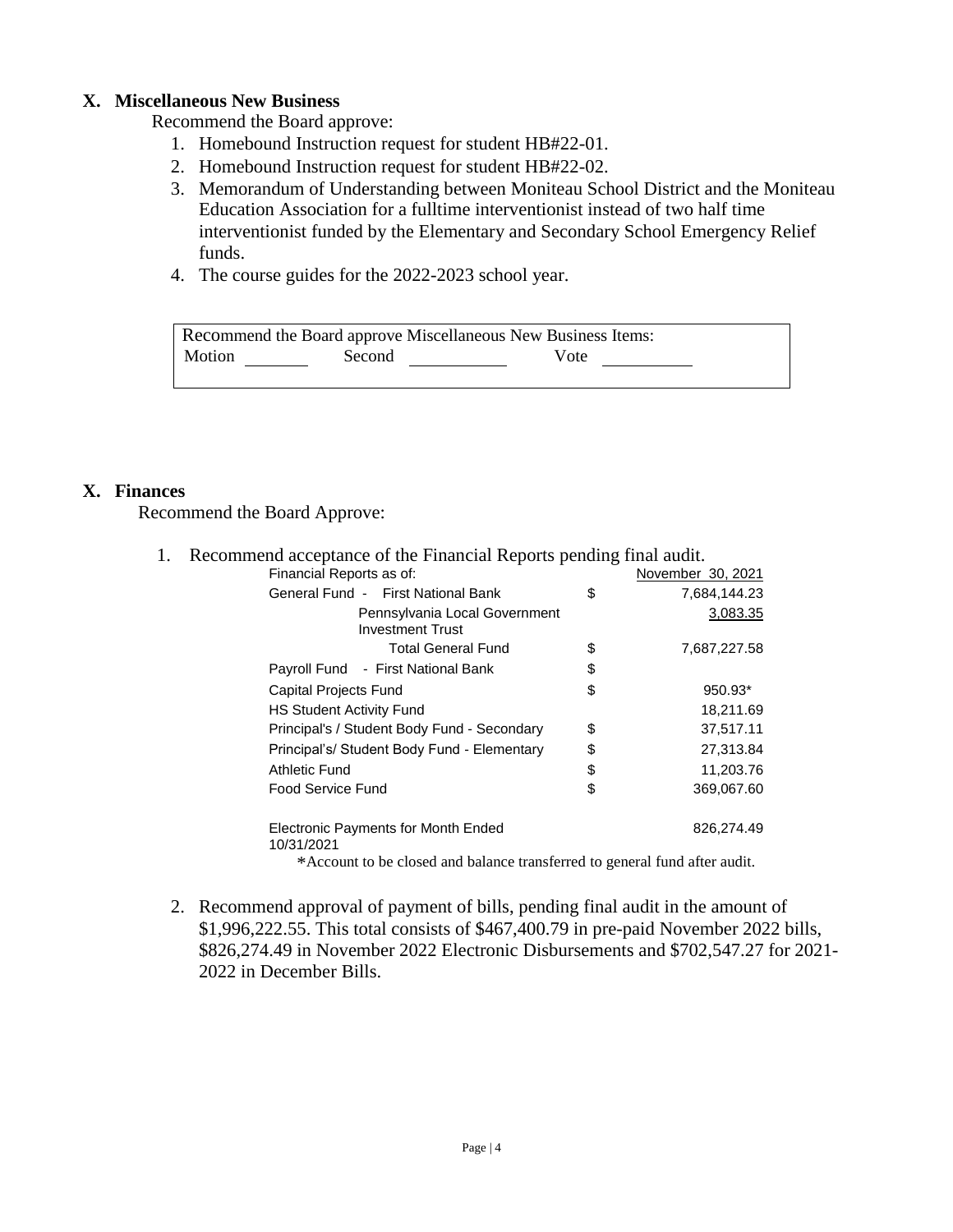## X. Miscellaneous New Business

Recommend the Board approve:

1. Homebound Instruction request for student HB#22-01.
2. Homebound Instruction request for student HB#22-02.
3. Memorandum of Understanding between Moniteau School District and the Moniteau Education Association for a fulltime interventionist instead of two half time interventionist funded by the Elementary and Secondary School Emergency Relief funds.
4. The course guides for the 2022-2023 school year.

| Recommend the Board approve Miscellaneous New Business Items: |
|---|
| Motion _______ Second __________ Vote __________ |

## X. Finances

Recommend the Board Approve:

1. Recommend acceptance of the Financial Reports pending final audit.

| Financial Reports as of: | | November 30, 2021 |
|---|---|---|
| General Fund - First National Bank | $ | 7,684,144.23 |
| Pennsylvania Local Government Investment Trust | | 3,083.35 |
| Total General Fund | $ | 7,687,227.58 |
| Payroll Fund - First National Bank | $ | |
| Capital Projects Fund | $ | 950.93* |
| HS Student Activity Fund | | 18,211.69 |
| Principal's / Student Body Fund - Secondary | $ | 37,517.11 |
| Principal's/ Student Body Fund - Elementary | $ | 27,313.84 |
| Athletic Fund | $ | 11,203.76 |
| Food Service Fund | $ | 369,067.60 |
| Electronic Payments for Month Ended 10/31/2021 | | 826,274.49 |

*Account to be closed and balance transferred to general fund after audit.

2. Recommend approval of payment of bills, pending final audit in the amount of $1,996,222.55. This total consists of $467,400.79 in pre-paid November 2022 bills, $826,274.49 in November 2022 Electronic Disbursements and $702,547.27 for 2021-2022 in December Bills.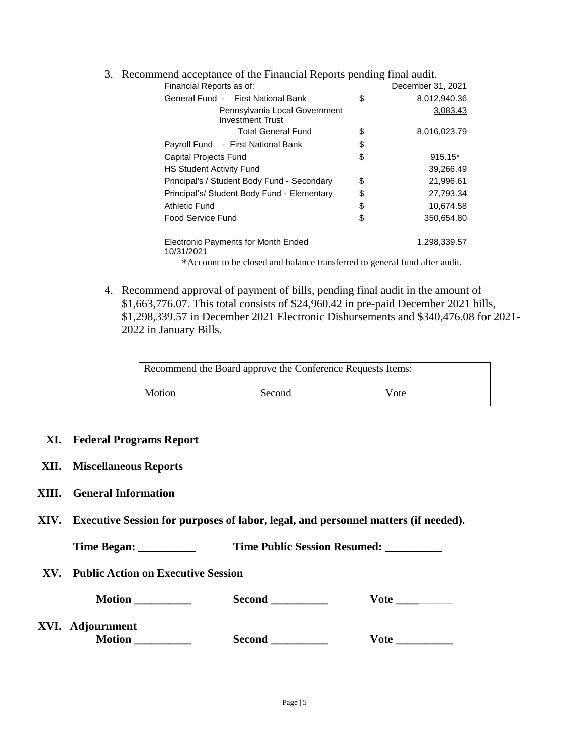3. Recommend acceptance of the Financial Reports pending final audit.

| Financial Reports as of: | | December 31, 2021 |
|---|---|---|
| General Fund - First National Bank | $ | 8,012,940.36 |
| Pennsylvania Local Government Investment Trust | | 3,083.43 |
| Total General Fund | $ | 8,016,023.79 |
| Payroll Fund - First National Bank | $ | |
| Capital Projects Fund | $ | 915.15* |
| HS Student Activity Fund | | 39,266.49 |
| Principal's / Student Body Fund - Secondary | $ | 21,996.61 |
| Principal's/ Student Body Fund - Elementary | $ | 27,793.34 |
| Athletic Fund | $ | 10,674.58 |
| Food Service Fund | $ | 350,654.80 |
| Electronic Payments for Month Ended 10/31/2021 | | 1,298,339.57 |

*Account to be closed and balance transferred to general fund after audit.

4. Recommend approval of payment of bills, pending final audit in the amount of $1,663,776.07. This total consists of $24,960.42 in pre-paid December 2021 bills, $1,298,339.57 in December 2021 Electronic Disbursements and $340,476.08 for 2021-2022 in January Bills.

| Recommend the Board approve the Conference Requests Items: |
|---|
| Motion ________ Second ________ Vote ________ |

## XI. Federal Programs Report

## XII. Miscellaneous Reports

## XIII. General Information

## XIV. Executive Session for purposes of labor, legal, and personnel matters (if needed).

**Time Began: __________ Time Public Session Resumed: __________**

## XV. Public Action on Executive Session

**Motion __________ Second __________ Vote __________**

## XVI. Adjournment

**Motion __________ Second __________ Vote __________**